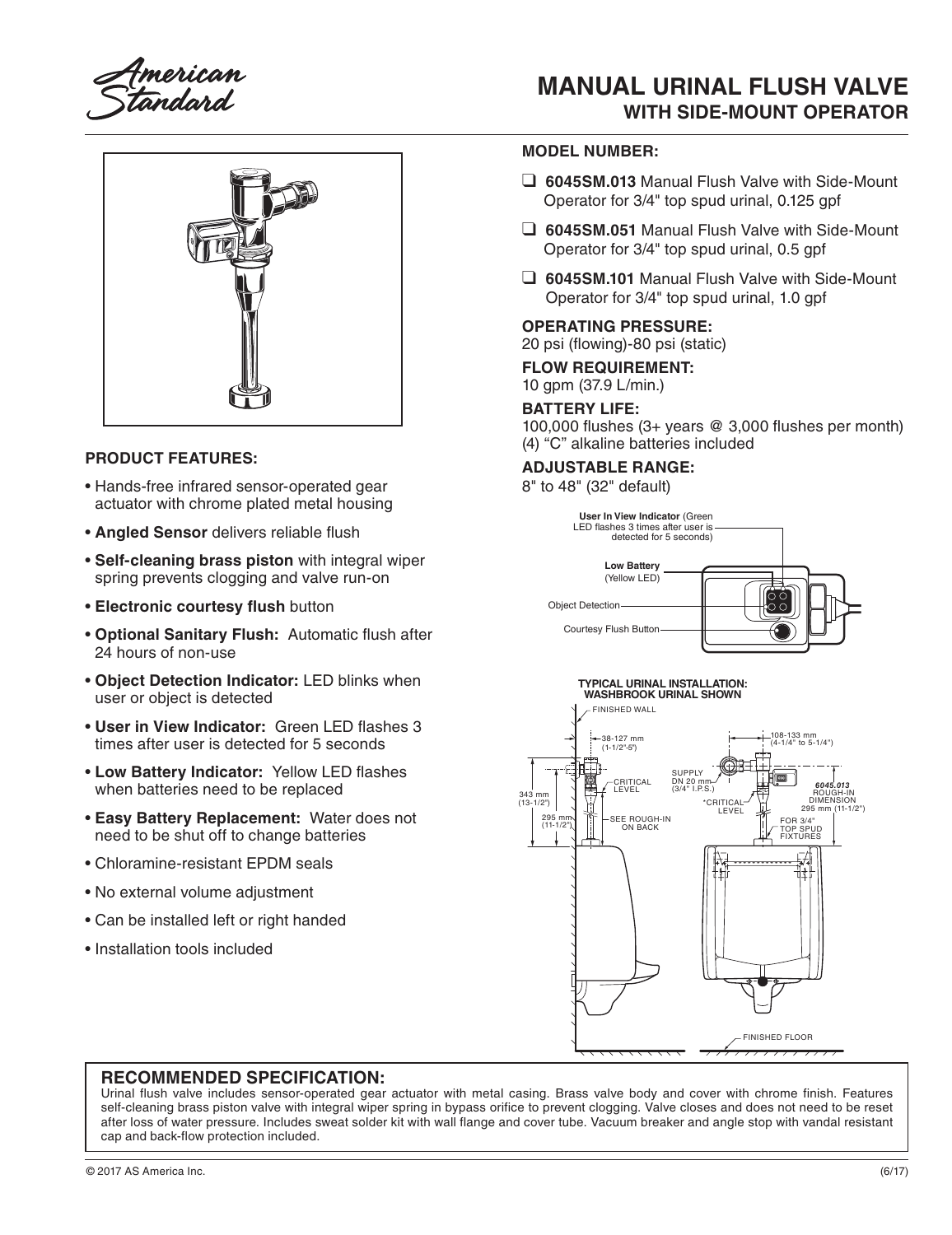American Standard

# MANUAL URINAL FLUSH VALVE
## WITH SIDE-MOUNT OPERATOR

### PRODUCT FEATURES:

- Hands-free infrared sensor-operated gear actuator with chrome plated metal housing
- **Angled Sensor** delivers reliable flush
- **Self-cleaning brass piston** with integral wiper spring prevents clogging and valve run-on
- **Electronic courtesy flush** button
- **Optional Sanitary Flush:** Automatic flush after 24 hours of non-use
- **Object Detection Indicator:** LED blinks when user or object is detected
- **User in View Indicator:** Green LED flashes 3 times after user is detected for 5 seconds
- **Low Battery Indicator:** Yellow LED flashes when batteries need to be replaced
- **Easy Battery Replacement:** Water does not need to be shut off to change batteries
- Chloramine-resistant EPDM seals
- No external volume adjustment
- Can be installed left or right handed
- Installation tools included

### MODEL NUMBER:

- ❑ **6045SM.013** Manual Flush Valve with Side-Mount Operator for 3/4" top spud urinal, 0.125 gpf
- ❑ **6045SM.051** Manual Flush Valve with Side-Mount Operator for 3/4" top spud urinal, 0.5 gpf
- ❑ **6045SM.101** Manual Flush Valve with Side-Mount Operator for 3/4" top spud urinal, 1.0 gpf

### OPERATING PRESSURE:
20 psi (flowing)-80 psi (static)

### FLOW REQUIREMENT:
10 gpm (37.9 L/min.)

### BATTERY LIFE:
100,000 flushes (3+ years @ 3,000 flushes per month)
(4) "C" alkaline batteries included

### ADJUSTABLE RANGE:
8" to 48" (32" default)

**User In View Indicator** (Green LED flashes 3 times after user is detected for 5 seconds)

**Low Battery** (Yellow LED)

Object Detection

Courtesy Flush Button

**TYPICAL URINAL INSTALLATION: WASHBROOK URINAL SHOWN**

FINISHED WALL; 38-127 mm (1-1/2"-5"); CRITICAL LEVEL; 343 mm (13-1/2"); 295 mm (11-1/2"); SEE ROUGH-IN ON BACK; 108-133 mm (4-1/4" to 5-1/4"); SUPPLY DN 20 mm (3/4" I.P.S.); *CRITICAL LEVEL; *6045.013* ROUGH-IN DIMENSION 295 mm (11-1/2") FOR 3/4" TOP SPUD FIXTURES; FINISHED FLOOR

### RECOMMENDED SPECIFICATION:
Urinal flush valve includes sensor-operated gear actuator with metal casing. Brass valve body and cover with chrome finish. Features self-cleaning brass piston valve with integral wiper spring in bypass orifice to prevent clogging. Valve closes and does not need to be reset after loss of water pressure. Includes sweat solder kit with wall flange and cover tube. Vacuum breaker and angle stop with vandal resistant cap and back-flow protection included.

© 2017 AS America Inc. (6/17)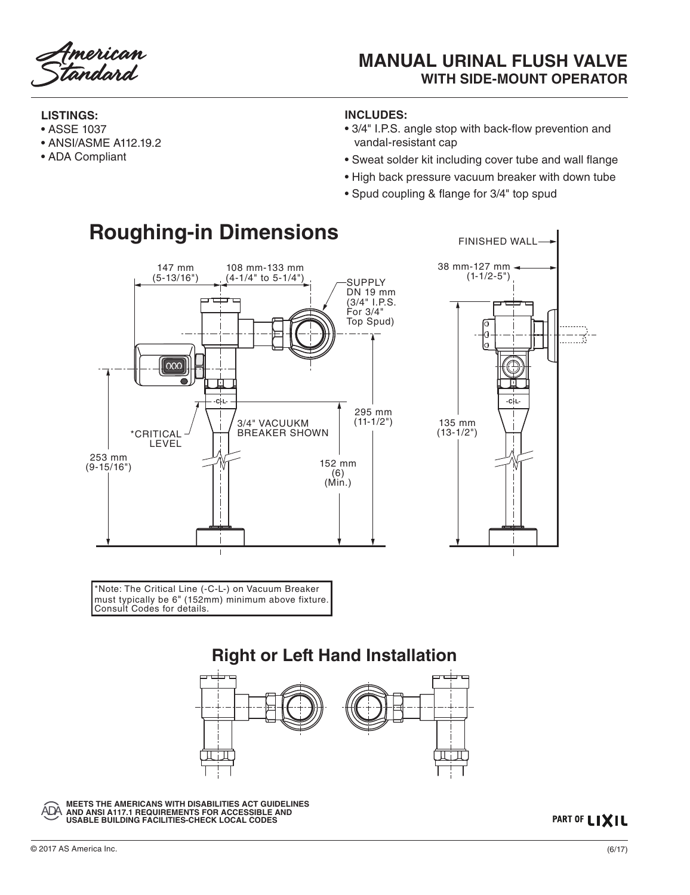# MANUAL URINAL FLUSH VALVE
## WITH SIDE-MOUNT OPERATOR

**LISTINGS:**
- ASSE 1037
- ANSI/ASME A112.19.2
- ADA Compliant

**INCLUDES:**
- 3/4" I.P.S. angle stop with back-flow prevention and vandal-resistant cap
- Sweat solder kit including cover tube and wall flange
- High back pressure vacuum breaker with down tube
- Spud coupling & flange for 3/4" top spud

## Roughing-in Dimensions

147 mm
(5-13/16")

108 mm-133 mm
(4-1/4" to 5-1/4")

SUPPLY
DN 19 mm
(3/4" I.P.S.
For 3/4"
Top Spud)

FINISHED WALL

38 mm-127 mm
(1-1/2-5")

-C-L-

*CRITICAL
LEVEL

3/4" VACUUKM
BREAKER SHOWN

295 mm
(11-1/2")

135 mm
(13-1/2")

253 mm
(9-15/16")

152 mm
(6)
(Min.)

*Note: The Critical Line (-C-L-) on Vacuum Breaker must typically be 6" (152mm) minimum above fixture. Consult Codes for details.

## Right or Left Hand Installation

MEETS THE AMERICANS WITH DISABILITIES ACT GUIDELINES AND ANSI A117.1 REQUIREMENTS FOR ACCESSIBLE AND USABLE BUILDING FACILITIES-CHECK LOCAL CODES

© 2017 AS America Inc. (6/17)